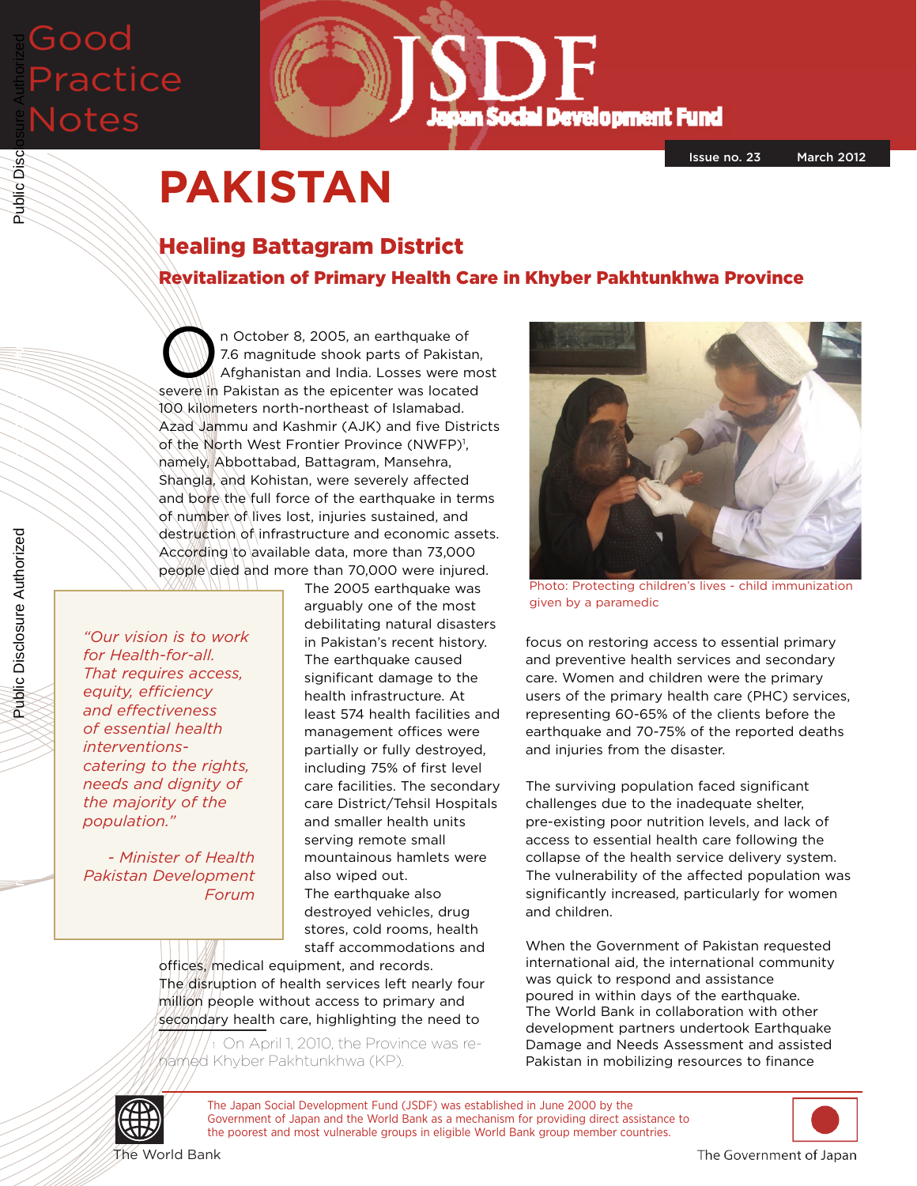# Good Practice Notes

# JSDF

Japan Social Development Fund

Issue no. 23 March 2012

# PAKISTAN

## Healing Battagram District

### Revitalization of Primary Health Care in Khyber Pakhtunkhwa Province

On October 8, 2005, an earthquake of 7.6 magnitude shook parts of Pakistan, Afghanistan and India. Losses were most severe in Pakistan as the epicenter was located 100 kilometers north-northeast of Islamabad. Azad Jammu and Kashmir (AJK) and five Districts of the North West Frontier Province (NWFP)[1], namely, Abbottabad, Battagram, Mansehra, Shangla, and Kohistan, were severely affected and bore the full force of the earthquake in terms of number of lives lost, injuries sustained, and destruction of infrastructure and economic assets. According to available data, more than 73,000 people died and more than 70,000 were injured.

> *"Our vision is to work for Health-for-all. That requires access, equity, efficiency and effectiveness of essential health interventions- catering to the rights, needs and dignity of the majority of the population."*
>
> *- Minister of Health Pakistan Development Forum*

The 2005 earthquake was arguably one of the most debilitating natural disasters in Pakistan's recent history. The earthquake caused significant damage to the health infrastructure. At least 574 health facilities and management offices were partially or fully destroyed, including 75% of first level care facilities. The secondary care District/Tehsil Hospitals and smaller health units serving remote small mountainous hamlets were also wiped out. The earthquake also destroyed vehicles, drug stores, cold rooms, health staff accommodations and offices, medical equipment, and records. The disruption of health services left nearly four million people without access to primary and secondary health care, highlighting the need to focus on restoring access to essential primary and preventive health services and secondary care. Women and children were the primary users of the primary health care (PHC) services, representing 60-65% of the clients before the earthquake and 70-75% of the reported deaths and injuries from the disaster.

[1] On April 1, 2010, the Province was re-named Khyber Pakhtunkhwa (KP).

Photo: Protecting children's lives - child immunization given by a paramedic

The surviving population faced significant challenges due to the inadequate shelter, pre-existing poor nutrition levels, and lack of access to essential health care following the collapse of the health service delivery system. The vulnerability of the affected population was significantly increased, particularly for women and children.

When the Government of Pakistan requested international aid, the international community was quick to respond and assistance poured in within days of the earthquake. The World Bank in collaboration with other development partners undertook Earthquake Damage and Needs Assessment and assisted Pakistan in mobilizing resources to finance

The Japan Social Development Fund (JSDF) was established in June 2000 by the Government of Japan and the World Bank as a mechanism for providing direct assistance to the poorest and most vulnerable groups in eligible World Bank group member countries.

The World Bank

The Government of Japan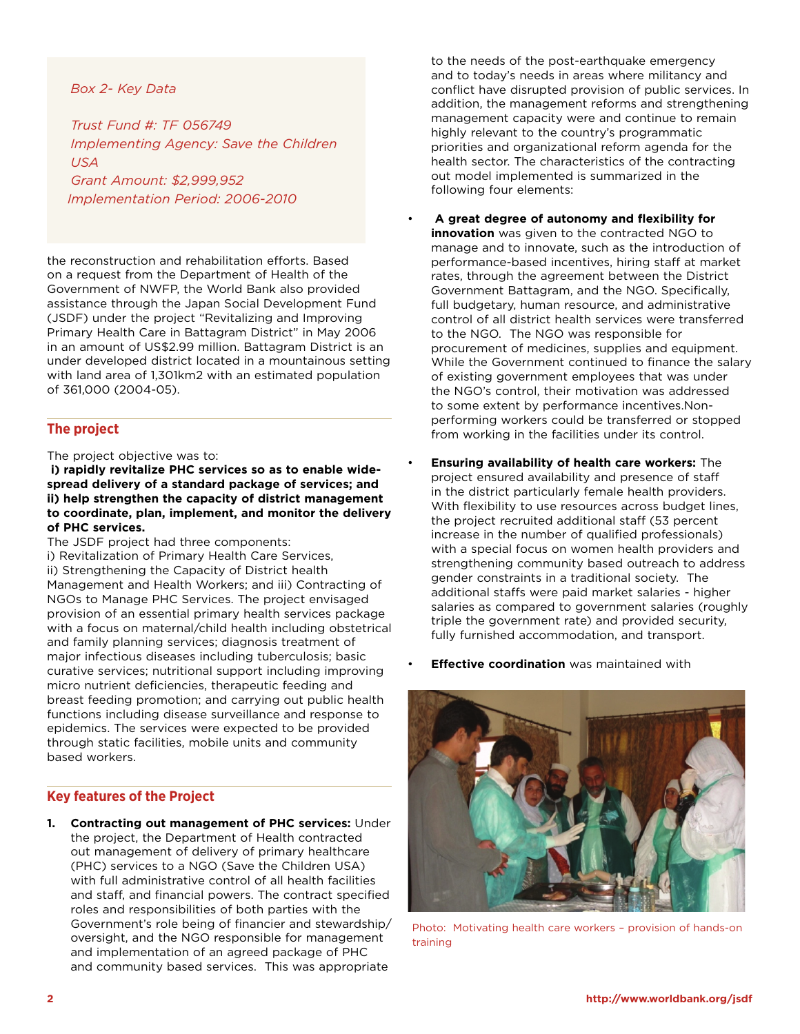*Box 2- Key Data*

*Trust Fund #: TF 056749*
*Implementing Agency: Save the Children USA*
*Grant Amount: $2,999,952*
*Implementation Period: 2006-2010*

the reconstruction and rehabilitation efforts. Based on a request from the Department of Health of the Government of NWFP, the World Bank also provided assistance through the Japan Social Development Fund (JSDF) under the project "Revitalizing and Improving Primary Health Care in Battagram District" in May 2006 in an amount of US$2.99 million. Battagram District is an under developed district located in a mountainous setting with land area of 1,301km2 with an estimated population of 361,000 (2004-05).

## The project

The project objective was to:
**i) rapidly revitalize PHC services so as to enable wide-spread delivery of a standard package of services; and ii) help strengthen the capacity of district management to coordinate, plan, implement, and monitor the delivery of PHC services.**
The JSDF project had three components:
i) Revitalization of Primary Health Care Services,
ii) Strengthening the Capacity of District health Management and Health Workers; and iii) Contracting of NGOs to Manage PHC Services. The project envisaged provision of an essential primary health services package with a focus on maternal/child health including obstetrical and family planning services; diagnosis treatment of major infectious diseases including tuberculosis; basic curative services; nutritional support including improving micro nutrient deficiencies, therapeutic feeding and breast feeding promotion; and carrying out public health functions including disease surveillance and response to epidemics. The services were expected to be provided through static facilities, mobile units and community based workers.

## Key features of the Project

1. **Contracting out management of PHC services:** Under the project, the Department of Health contracted out management of delivery of primary healthcare (PHC) services to a NGO (Save the Children USA) with full administrative control of all health facilities and staff, and financial powers. The contract specified roles and responsibilities of both parties with the Government's role being of financier and stewardship/oversight, and the NGO responsible for management and implementation of an agreed package of PHC and community based services. This was appropriate to the needs of the post-earthquake emergency and to today's needs in areas where militancy and conflict have disrupted provision of public services. In addition, the management reforms and strengthening management capacity were and continue to remain highly relevant to the country's programmatic priorities and organizational reform agenda for the health sector. The characteristics of the contracting out model implemented is summarized in the following four elements:

- **A great degree of autonomy and flexibility for innovation** was given to the contracted NGO to manage and to innovate, such as the introduction of performance-based incentives, hiring staff at market rates, through the agreement between the District Government Battagram, and the NGO. Specifically, full budgetary, human resource, and administrative control of all district health services were transferred to the NGO. The NGO was responsible for procurement of medicines, supplies and equipment. While the Government continued to finance the salary of existing government employees that was under the NGO's control, their motivation was addressed to some extent by performance incentives.Non-performing workers could be transferred or stopped from working in the facilities under its control.

- **Ensuring availability of health care workers:** The project ensured availability and presence of staff in the district particularly female health providers. With flexibility to use resources across budget lines, the project recruited additional staff (53 percent increase in the number of qualified professionals) with a special focus on women health providers and strengthening community based outreach to address gender constraints in a traditional society. The additional staffs were paid market salaries - higher salaries as compared to government salaries (roughly triple the government rate) and provided security, fully furnished accommodation, and transport.

- **Effective coordination** was maintained with

Photo: Motivating health care workers – provision of hands-on training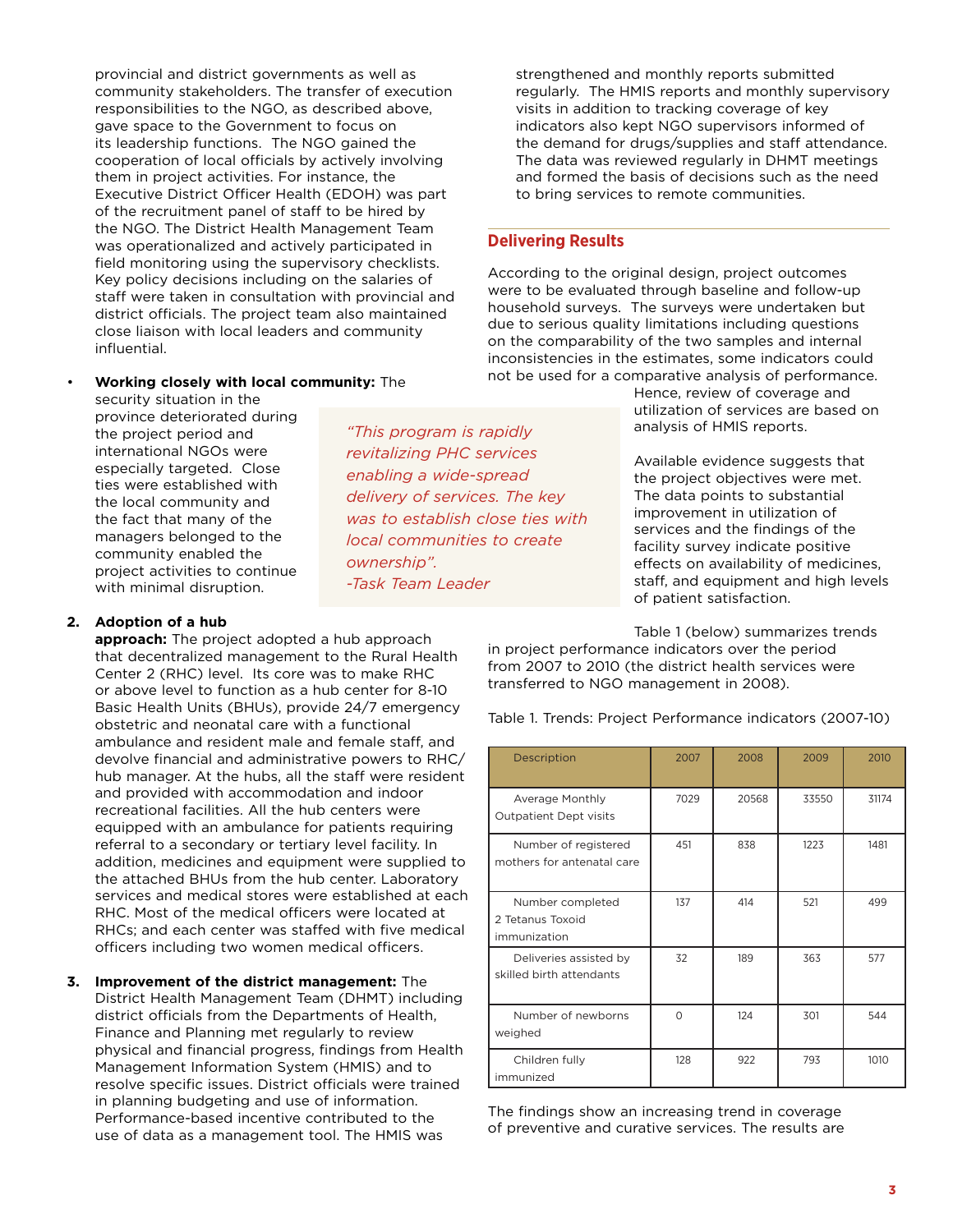provincial and district governments as well as community stakeholders. The transfer of execution responsibilities to the NGO, as described above, gave space to the Government to focus on its leadership functions. The NGO gained the cooperation of local officials by actively involving them in project activities. For instance, the Executive District Officer Health (EDOH) was part of the recruitment panel of staff to be hired by the NGO. The District Health Management Team was operationalized and actively participated in field monitoring using the supervisory checklists. Key policy decisions including on the salaries of staff were taken in consultation with provincial and district officials. The project team also maintained close liaison with local leaders and community influential.

- **Working closely with local community:** The security situation in the province deteriorated during the project period and international NGOs were especially targeted. Close ties were established with the local community and the fact that many of the managers belonged to the community enabled the project activities to continue with minimal disruption.

> *"This program is rapidly revitalizing PHC services enabling a wide-spread delivery of services. The key was to establish close ties with local communities to create ownership".*
> *-Task Team Leader*

2. **Adoption of a hub approach:** The project adopted a hub approach that decentralized management to the Rural Health Center 2 (RHC) level. Its core was to make RHC or above level to function as a hub center for 8-10 Basic Health Units (BHUs), provide 24/7 emergency obstetric and neonatal care with a functional ambulance and resident male and female staff, and devolve financial and administrative powers to RHC/hub manager. At the hubs, all the staff were resident and provided with accommodation and indoor recreational facilities. All the hub centers were equipped with an ambulance for patients requiring referral to a secondary or tertiary level facility. In addition, medicines and equipment were supplied to the attached BHUs from the hub center. Laboratory services and medical stores were established at each RHC. Most of the medical officers were located at RHCs; and each center was staffed with five medical officers including two women medical officers.

3. **Improvement of the district management:** The District Health Management Team (DHMT) including district officials from the Departments of Health, Finance and Planning met regularly to review physical and financial progress, findings from Health Management Information System (HMIS) and to resolve specific issues. District officials were trained in planning budgeting and use of information. Performance-based incentive contributed to the use of data as a management tool. The HMIS was strengthened and monthly reports submitted regularly. The HMIS reports and monthly supervisory visits in addition to tracking coverage of key indicators also kept NGO supervisors informed of the demand for drugs/supplies and staff attendance. The data was reviewed regularly in DHMT meetings and formed the basis of decisions such as the need to bring services to remote communities.

## Delivering Results

According to the original design, project outcomes were to be evaluated through baseline and follow-up household surveys. The surveys were undertaken but due to serious quality limitations including questions on the comparability of the two samples and internal inconsistencies in the estimates, some indicators could not be used for a comparative analysis of performance. Hence, review of coverage and utilization of services are based on analysis of HMIS reports.

Available evidence suggests that the project objectives were met. The data points to substantial improvement in utilization of services and the findings of the facility survey indicate positive effects on availability of medicines, staff, and equipment and high levels of patient satisfaction.

Table 1 (below) summarizes trends in project performance indicators over the period from 2007 to 2010 (the district health services were transferred to NGO management in 2008).

Table 1. Trends: Project Performance indicators (2007-10)

| Description | 2007 | 2008 | 2009 | 2010 |
|---|---|---|---|---|
| Average Monthly Outpatient Dept visits | 7029 | 20568 | 33550 | 31174 |
| Number of registered mothers for antenatal care | 451 | 838 | 1223 | 1481 |
| Number completed 2 Tetanus Toxoid immunization | 137 | 414 | 521 | 499 |
| Deliveries assisted by skilled birth attendants | 32 | 189 | 363 | 577 |
| Number of newborns weighed | 0 | 124 | 301 | 544 |
| Children fully immunized | 128 | 922 | 793 | 1010 |

The findings show an increasing trend in coverage of preventive and curative services. The results are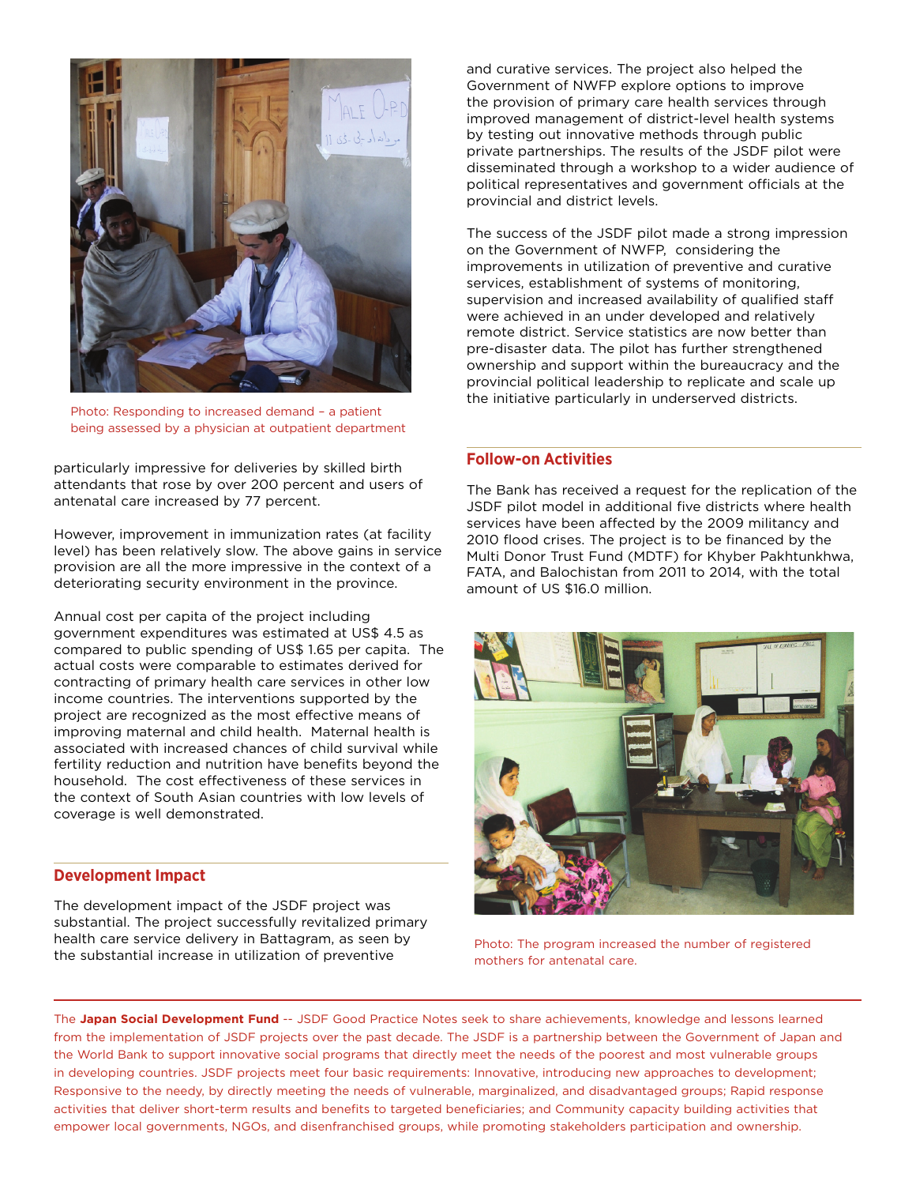Photo: Responding to increased demand – a patient being assessed by a physician at outpatient department

particularly impressive for deliveries by skilled birth attendants that rose by over 200 percent and users of antenatal care increased by 77 percent.

However, improvement in immunization rates (at facility level) has been relatively slow. The above gains in service provision are all the more impressive in the context of a deteriorating security environment in the province.

Annual cost per capita of the project including government expenditures was estimated at US$ 4.5 as compared to public spending of US$ 1.65 per capita. The actual costs were comparable to estimates derived for contracting of primary health care services in other low income countries. The interventions supported by the project are recognized as the most effective means of improving maternal and child health. Maternal health is associated with increased chances of child survival while fertility reduction and nutrition have benefits beyond the household. The cost effectiveness of these services in the context of South Asian countries with low levels of coverage is well demonstrated.

## Development Impact

The development impact of the JSDF project was substantial. The project successfully revitalized primary health care service delivery in Battagram, as seen by the substantial increase in utilization of preventive and curative services. The project also helped the Government of NWFP explore options to improve the provision of primary care health services through improved management of district-level health systems by testing out innovative methods through public private partnerships. The results of the JSDF pilot were disseminated through a workshop to a wider audience of political representatives and government officials at the provincial and district levels.

The success of the JSDF pilot made a strong impression on the Government of NWFP, considering the improvements in utilization of preventive and curative services, establishment of systems of monitoring, supervision and increased availability of qualified staff were achieved in an under developed and relatively remote district. Service statistics are now better than pre-disaster data. The pilot has further strengthened ownership and support within the bureaucracy and the provincial political leadership to replicate and scale up the initiative particularly in underserved districts.

## Follow-on Activities

The Bank has received a request for the replication of the JSDF pilot model in additional five districts where health services have been affected by the 2009 militancy and 2010 flood crises. The project is to be financed by the Multi Donor Trust Fund (MDTF) for Khyber Pakhtunkhwa, FATA, and Balochistan from 2011 to 2014, with the total amount of US $16.0 million.

Photo: The program increased the number of registered mothers for antenatal care.

The **Japan Social Development Fund** -- JSDF Good Practice Notes seek to share achievements, knowledge and lessons learned from the implementation of JSDF projects over the past decade. The JSDF is a partnership between the Government of Japan and the World Bank to support innovative social programs that directly meet the needs of the poorest and most vulnerable groups in developing countries. JSDF projects meet four basic requirements: Innovative, introducing new approaches to development; Responsive to the needy, by directly meeting the needs of vulnerable, marginalized, and disadvantaged groups; Rapid response activities that deliver short-term results and benefits to targeted beneficiaries; and Community capacity building activities that empower local governments, NGOs, and disenfranchised groups, while promoting stakeholders participation and ownership.